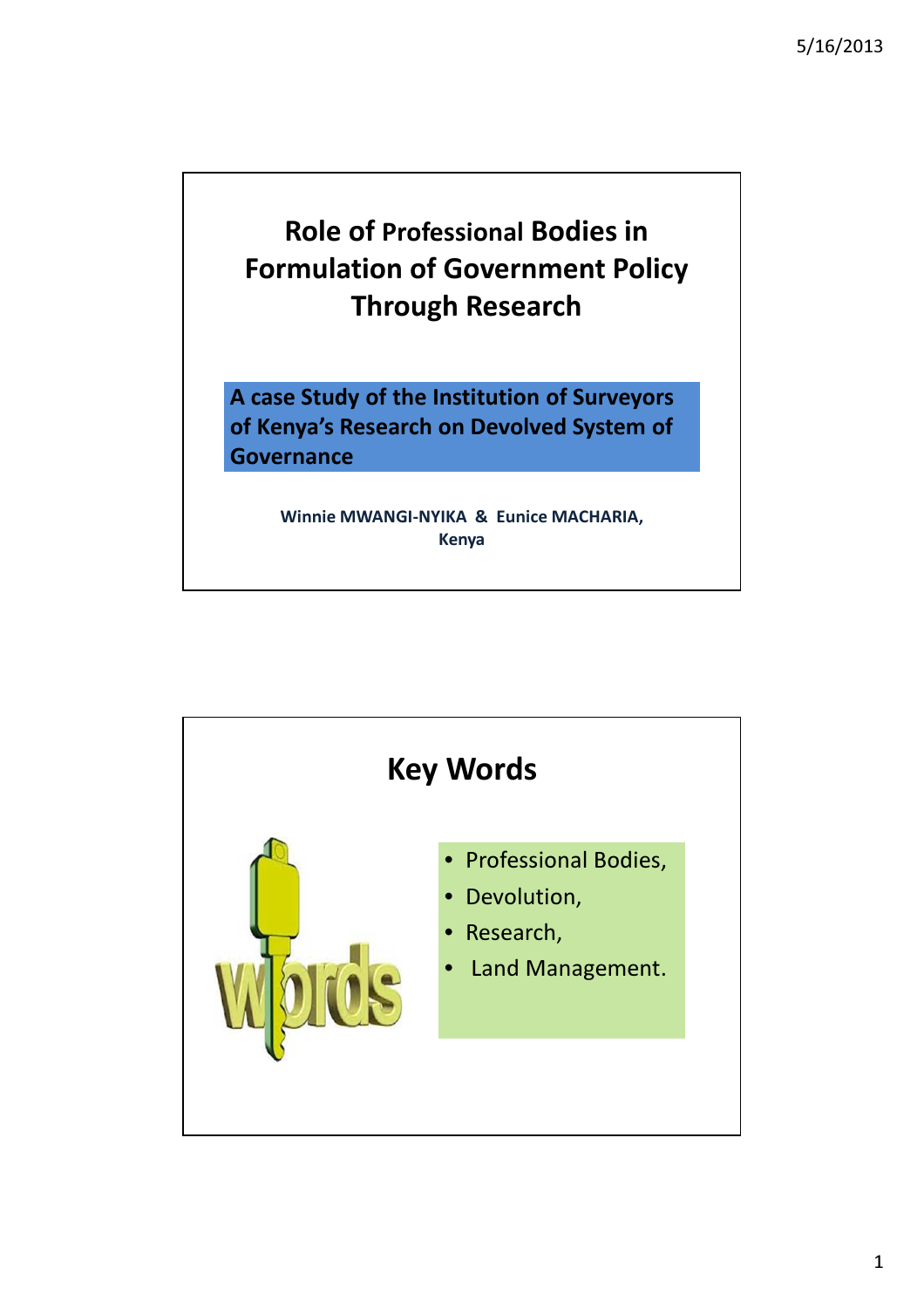# Role of Professional Bodies in Formulation of Government Policy Through Research

**A case Study of the Institution of Surveyors of Kenya's Research on Devolved System of Governance**

**Winnie MWANGI-NYIKA & Eunice MACHARIA, Kenya**

## Key Words

- Professional Bodies,
- Devolution,
- Research,
- Land Management.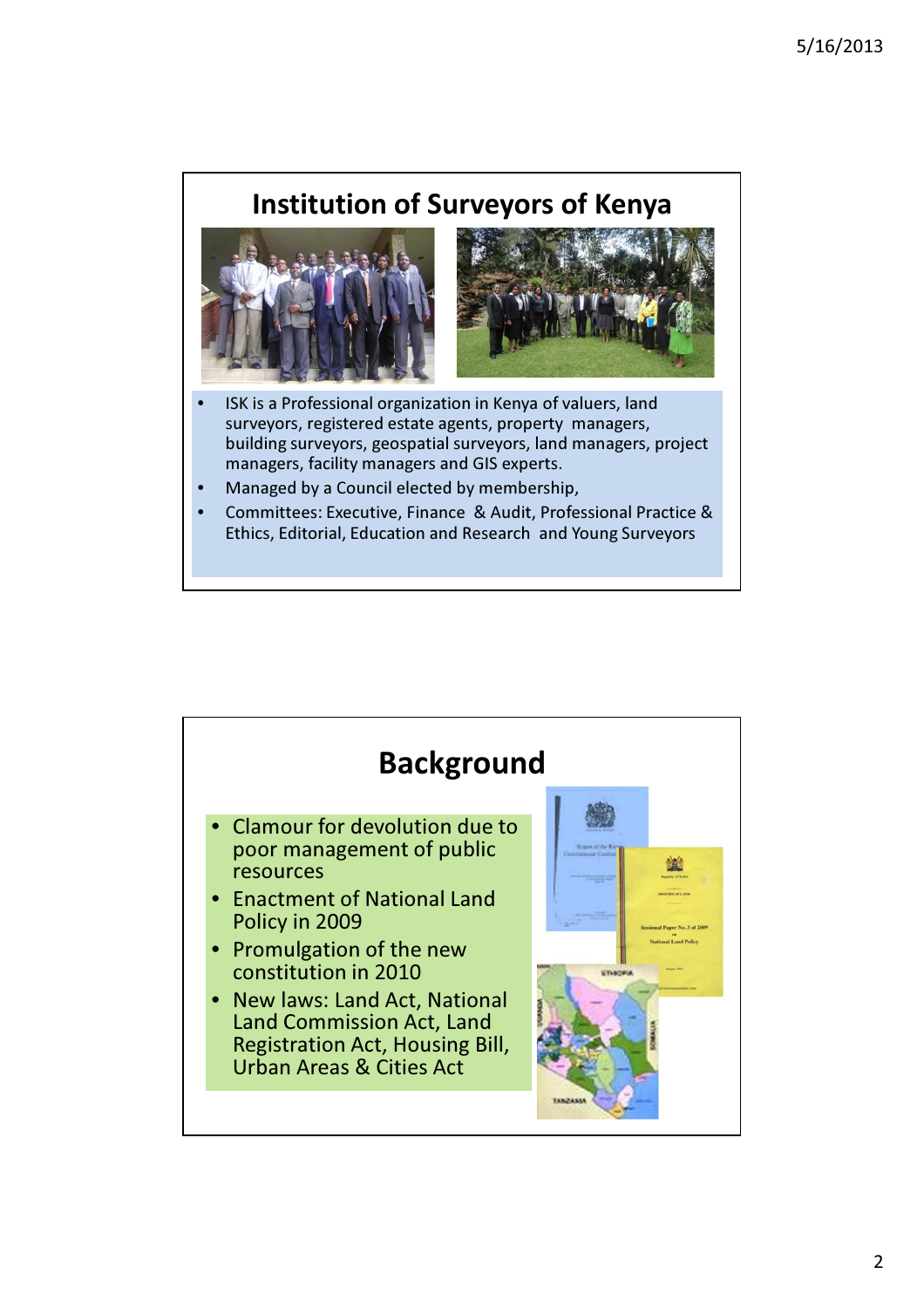## Institution of Surveyors of Kenya

- ISK is a Professional organization in Kenya of valuers, land surveyors, registered estate agents, property managers, building surveyors, geospatial surveyors, land managers, project managers, facility managers and GIS experts.
- Managed by a Council elected by membership,
- Committees: Executive, Finance & Audit, Professional Practice & Ethics, Editorial, Education and Research and Young Surveyors

## Background

- Clamour for devolution due to poor management of public resources
- Enactment of National Land Policy in 2009
- Promulgation of the new constitution in 2010
- New laws: Land Act, National Land Commission Act, Land Registration Act, Housing Bill, Urban Areas & Cities Act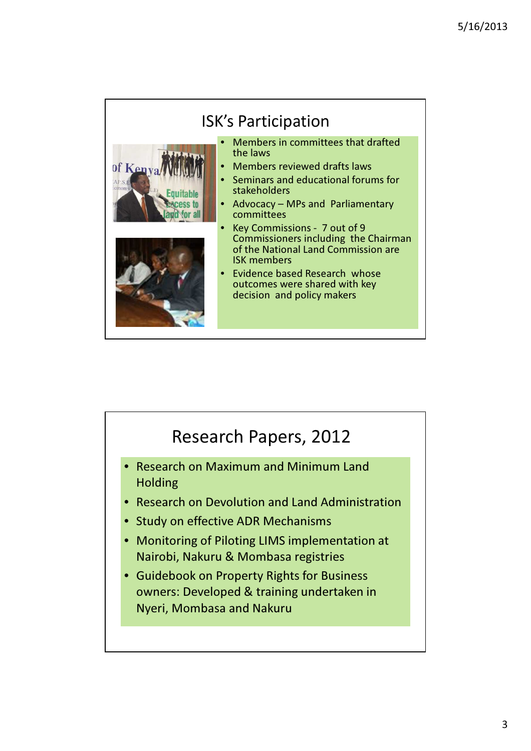## ISK's Participation

- Members in committees that drafted the laws
- Members reviewed drafts laws
- Seminars and educational forums for stakeholders
- Advocacy – MPs and Parliamentary committees
- Key Commissions - 7 out of 9 Commissioners including the Chairman of the National Land Commission are ISK members
- Evidence based Research whose outcomes were shared with key decision and policy makers

## Research Papers, 2012

- Research on Maximum and Minimum Land Holding
- Research on Devolution and Land Administration
- Study on effective ADR Mechanisms
- Monitoring of Piloting LIMS implementation at Nairobi, Nakuru & Mombasa registries
- Guidebook on Property Rights for Business owners: Developed & training undertaken in Nyeri, Mombasa and Nakuru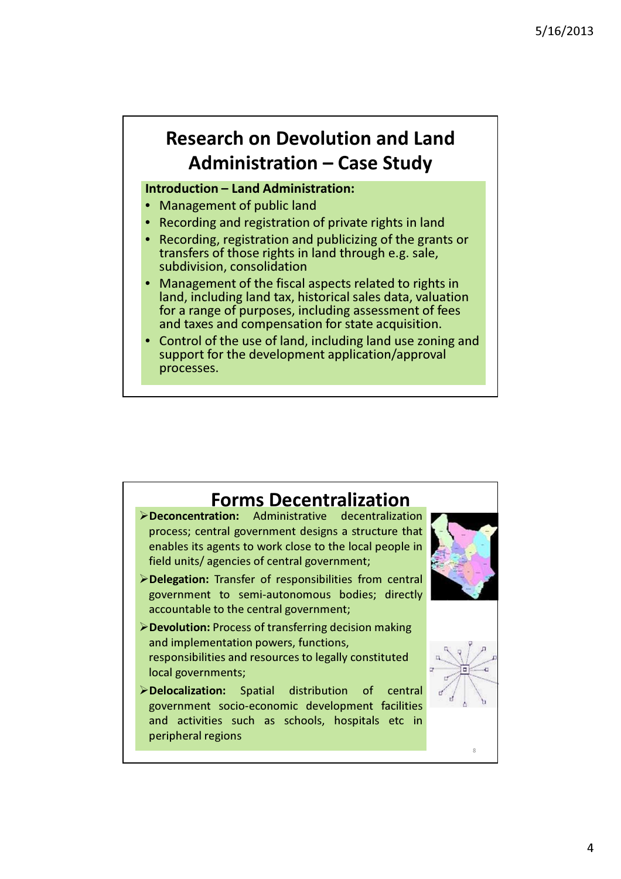## Research on Devolution and Land Administration – Case Study

**Introduction – Land Administration:**

- Management of public land
- Recording and registration of private rights in land
- Recording, registration and publicizing of the grants or transfers of those rights in land through e.g. sale, subdivision, consolidation
- Management of the fiscal aspects related to rights in land, including land tax, historical sales data, valuation for a range of purposes, including assessment of fees and taxes and compensation for state acquisition.
- Control of the use of land, including land use zoning and support for the development application/approval processes.

## Forms Decentralization

- **Deconcentration:** Administrative decentralization process; central government designs a structure that enables its agents to work close to the local people in field units/ agencies of central government;
- **Delegation:** Transfer of responsibilities from central government to semi-autonomous bodies; directly accountable to the central government;
- **Devolution:** Process of transferring decision making and implementation powers, functions, responsibilities and resources to legally constituted local governments;
- **Delocalization:** Spatial distribution of central government socio-economic development facilities and activities such as schools, hospitals etc in peripheral regions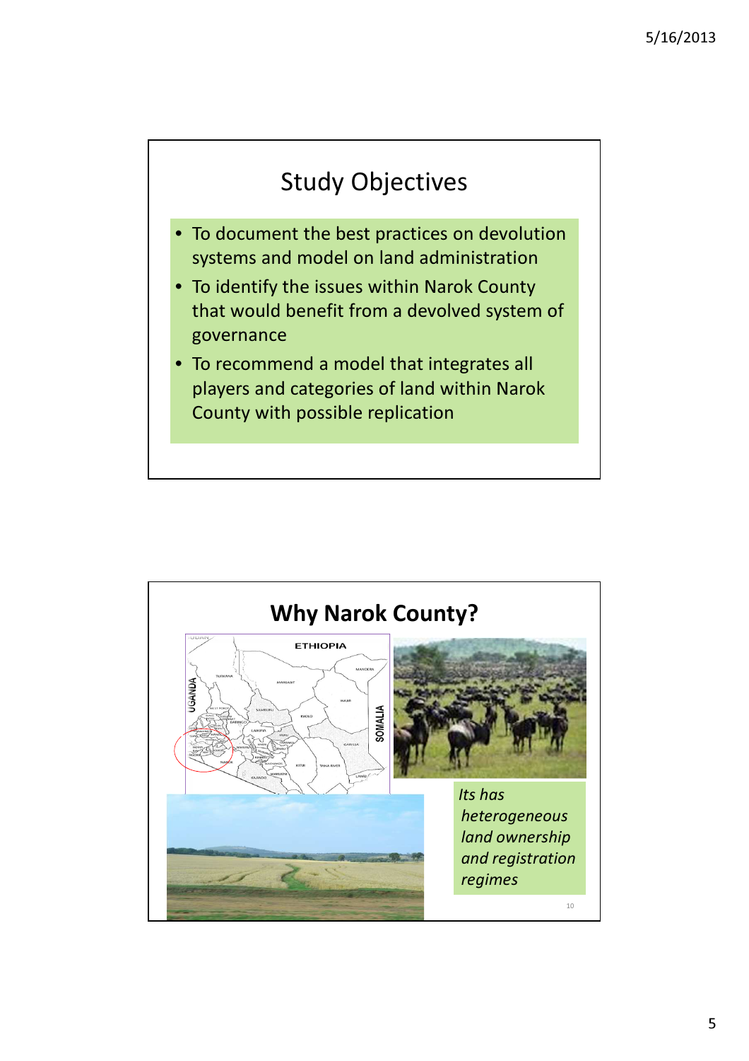# Study Objectives

- To document the best practices on devolution systems and model on land administration
- To identify the issues within Narok County that would benefit from a devolved system of governance
- To recommend a model that integrates all players and categories of land within Narok County with possible replication

# Why Narok County?

*Its has heterogeneous land ownership and registration regimes*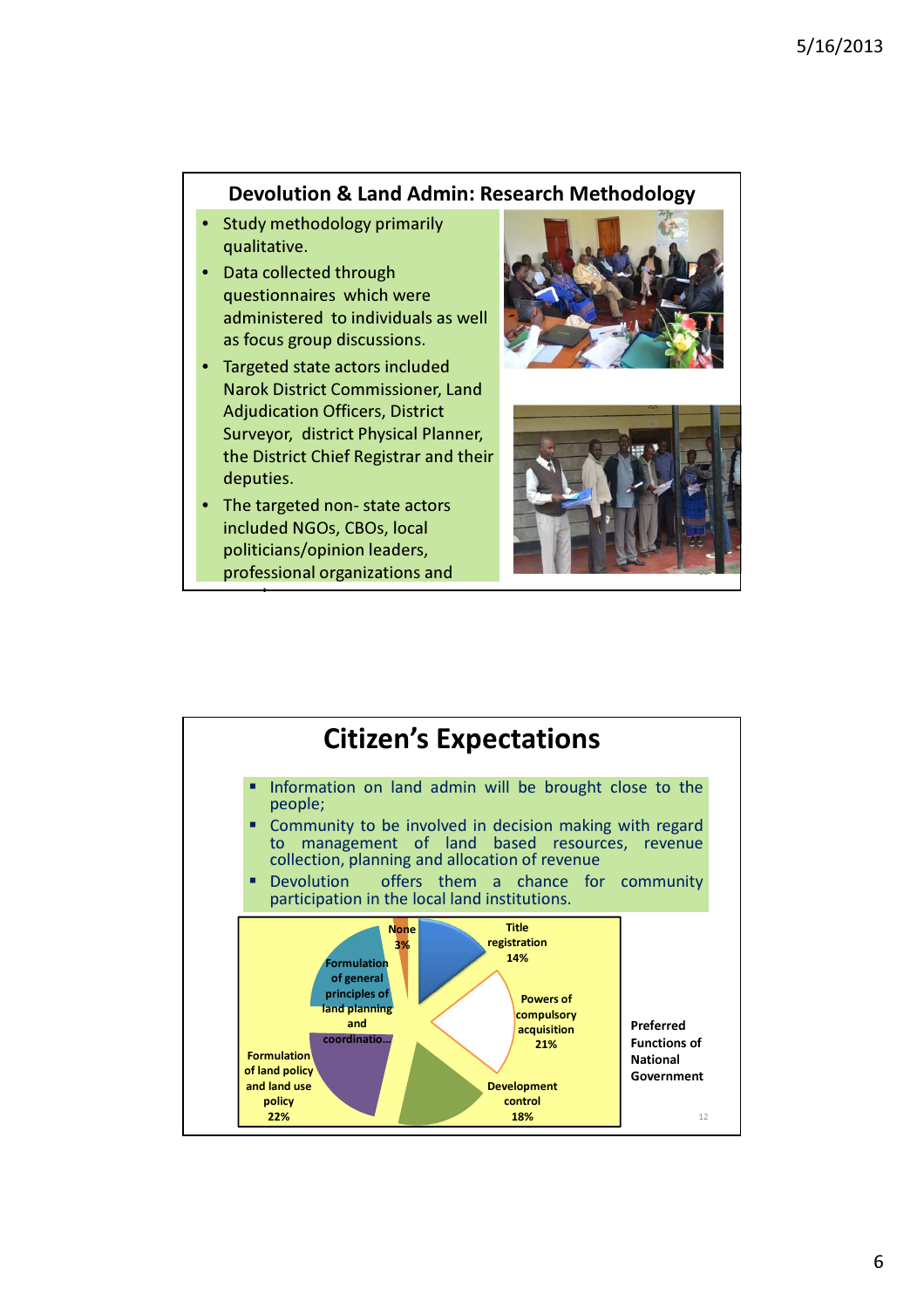## Devolution & Land Admin: Research Methodology

- Study methodology primarily qualitative.
- Data collected through questionnaires which were administered to individuals as well as focus group discussions.
- Targeted state actors included Narok District Commissioner, Land Adjudication Officers, District Surveyor, district Physical Planner, the District Chief Registrar and their deputies.
- The targeted non- state actors included NGOs, CBOs, local politicians/opinion leaders, professional organizations and

## Citizen's Expectations

- Information on land admin will be brought close to the people;
- Community to be involved in decision making with regard to management of land based resources, revenue collection, planning and allocation of revenue
- Devolution offers them a chance for community participation in the local land institutions.

None 3%

Title registration 14%

Powers of compulsory acquisition 21%

Development control 18%

Formulation of land policy and land use policy 22%

Formulation of general principles of land planning and coordinatio...

Preferred Functions of National Government

12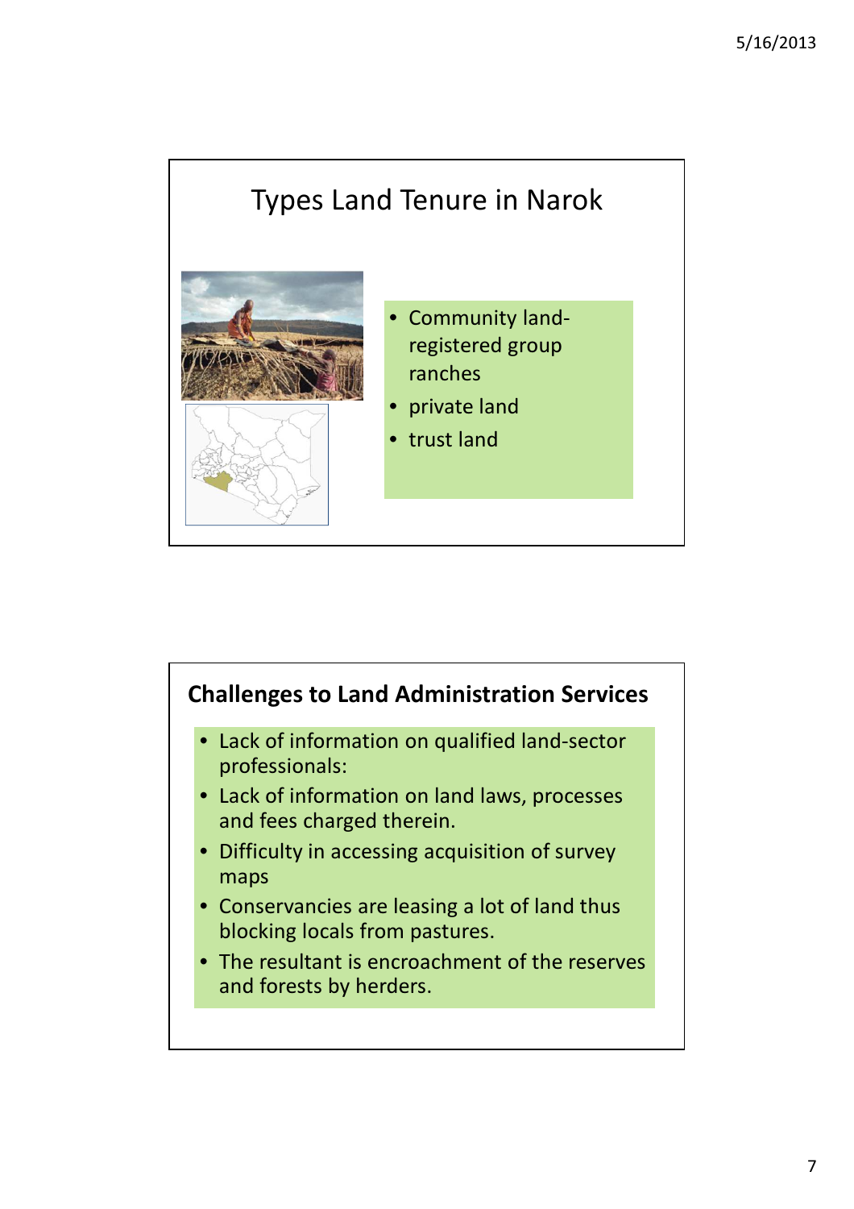## Types Land Tenure in Narok

- Community land-registered group ranches
- private land
- trust land

## Challenges to Land Administration Services

- Lack of information on qualified land-sector professionals:
- Lack of information on land laws, processes and fees charged therein.
- Difficulty in accessing acquisition of survey maps
- Conservancies are leasing a lot of land thus blocking locals from pastures.
- The resultant is encroachment of the reserves and forests by herders.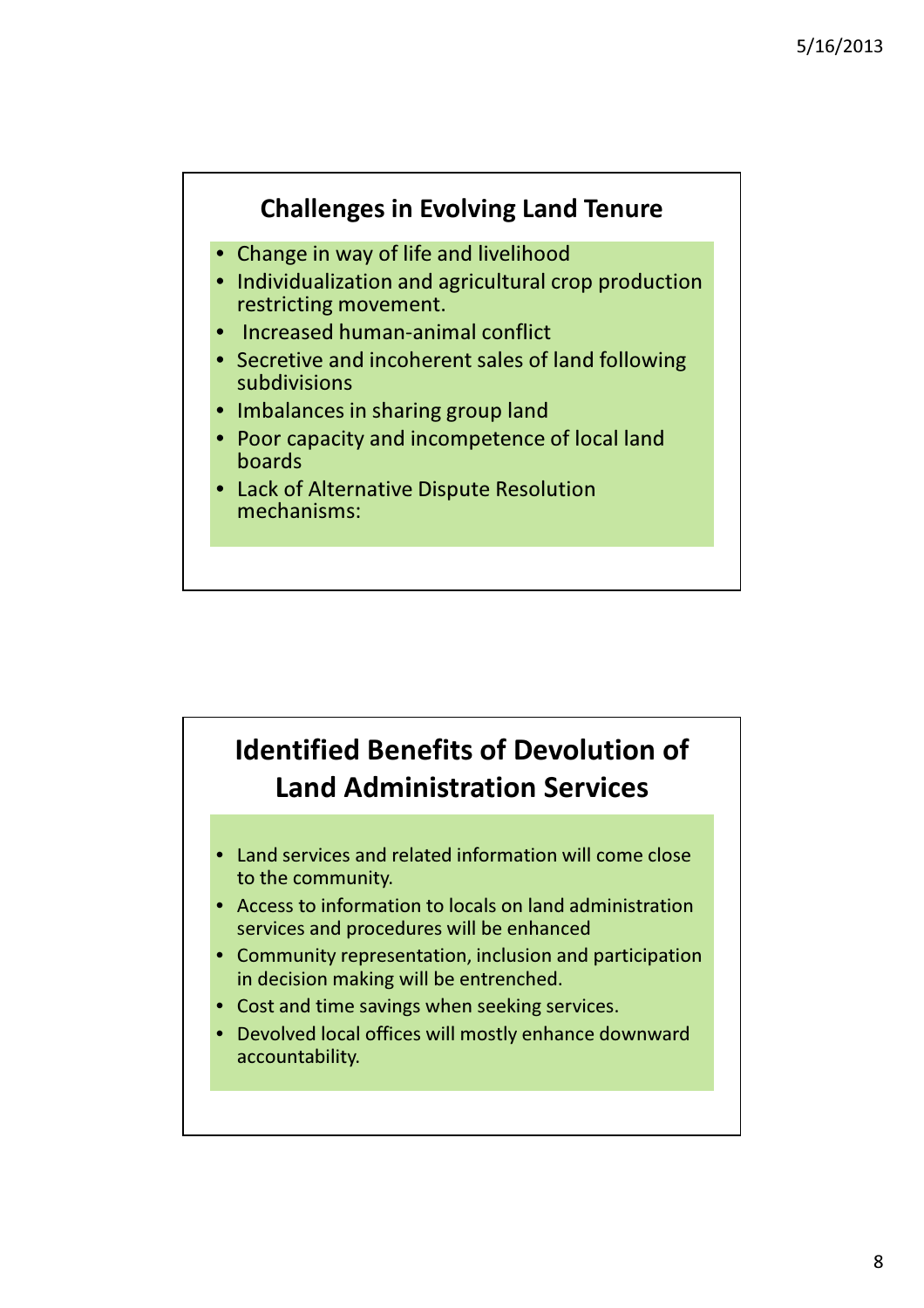## Challenges in Evolving Land Tenure

- Change in way of life and livelihood
- Individualization and agricultural crop production restricting movement.
- Increased human-animal conflict
- Secretive and incoherent sales of land following subdivisions
- Imbalances in sharing group land
- Poor capacity and incompetence of local land boards
- Lack of Alternative Dispute Resolution mechanisms:

## Identified Benefits of Devolution of Land Administration Services

- Land services and related information will come close to the community.
- Access to information to locals on land administration services and procedures will be enhanced
- Community representation, inclusion and participation in decision making will be entrenched.
- Cost and time savings when seeking services.
- Devolved local offices will mostly enhance downward accountability.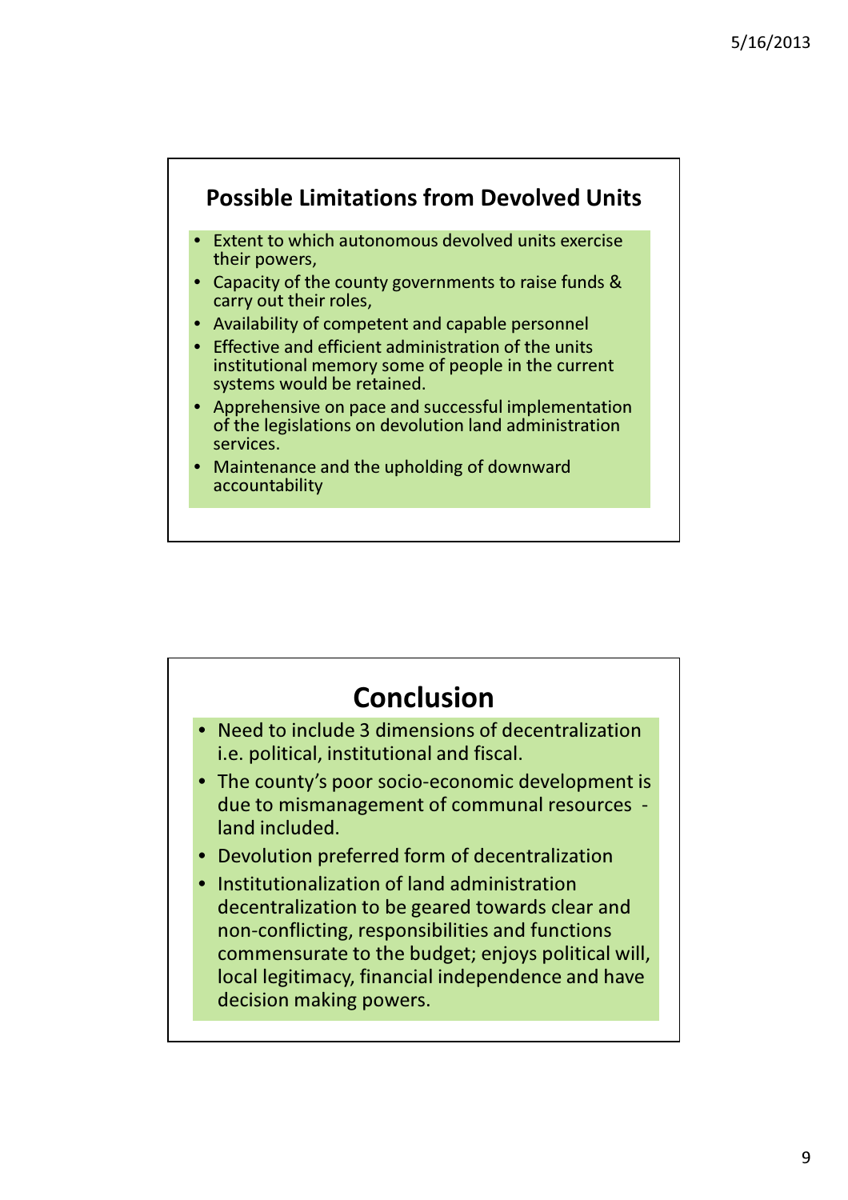## Possible Limitations from Devolved Units

- Extent to which autonomous devolved units exercise their powers,
- Capacity of the county governments to raise funds & carry out their roles,
- Availability of competent and capable personnel
- Effective and efficient administration of the units institutional memory some of people in the current systems would be retained.
- Apprehensive on pace and successful implementation of the legislations on devolution land administration services.
- Maintenance and the upholding of downward accountability

## Conclusion

- Need to include 3 dimensions of decentralization i.e. political, institutional and fiscal.
- The county's poor socio-economic development is due to mismanagement of communal resources - land included.
- Devolution preferred form of decentralization
- Institutionalization of land administration decentralization to be geared towards clear and non-conflicting, responsibilities and functions commensurate to the budget; enjoys political will, local legitimacy, financial independence and have decision making powers.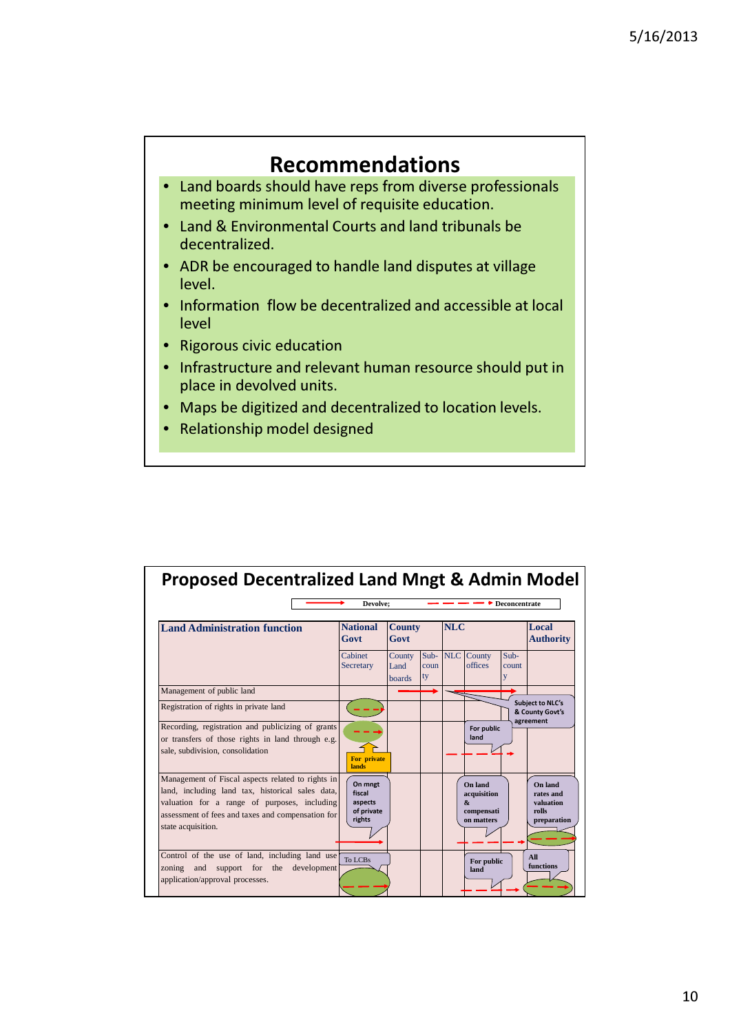## Recommendations

- Land boards should have reps from diverse professionals meeting minimum level of requisite education.
- Land & Environmental Courts and land tribunals be decentralized.
- ADR be encouraged to handle land disputes at village level.
- Information flow be decentralized and accessible at local level
- Rigorous civic education
- Infrastructure and relevant human resource should put in place in devolved units.
- Maps be digitized and decentralized to location levels.
- Relationship model designed

## Proposed Decentralized Land Mngt & Admin Model

Devolve; Deconcentrate

| Land Administration function | National Govt | County Govt | | NLC | | | Local Authority |
|---|---|---|---|---|---|---|---|
| | Cabinet Secretary | County Land boards | Sub-county | NLC | County offices | Sub-county | |
| Management of public land | | | | | | | |
| Registration of rights in private land | | | | | | | Subject to NLC's & County Govt's agreement |
| Recording, registration and publicizing of grants or transfers of those rights in land through e.g. sale, subdivision, consolidation | For private lands | | | | For public land | | |
| Management of Fiscal aspects related to rights in land, including land tax, historical sales data, valuation for a range of purposes, including assessment of fees and taxes and compensation for state acquisition. | On mngt fiscal aspects of private rights | | | | On land acquisition & compensati on matters | | On land rates and valuation rolls preparation |
| Control of the use of land, including land use zoning and support for the development application/approval processes. | To LCBs | | | | For public land | | All functions |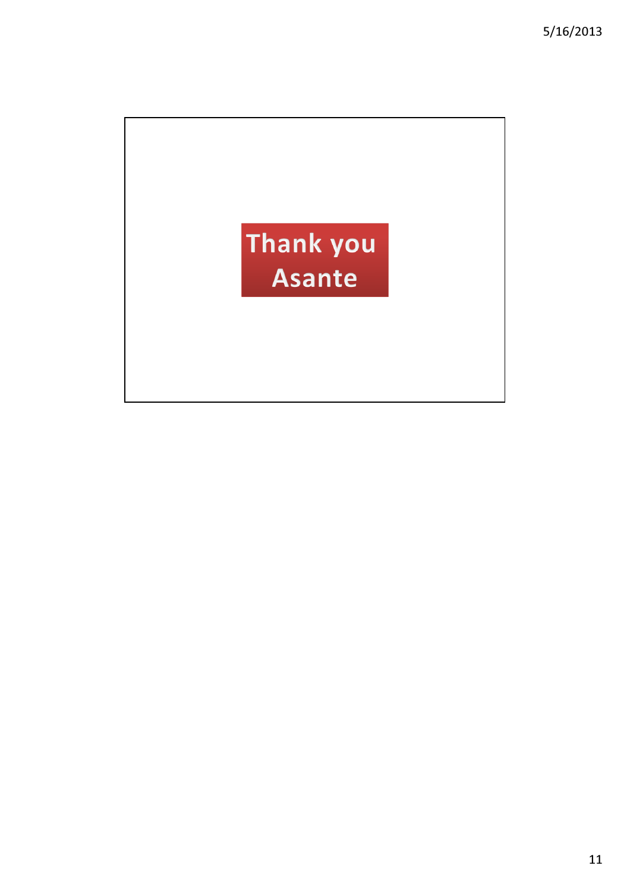Thank you

Asante